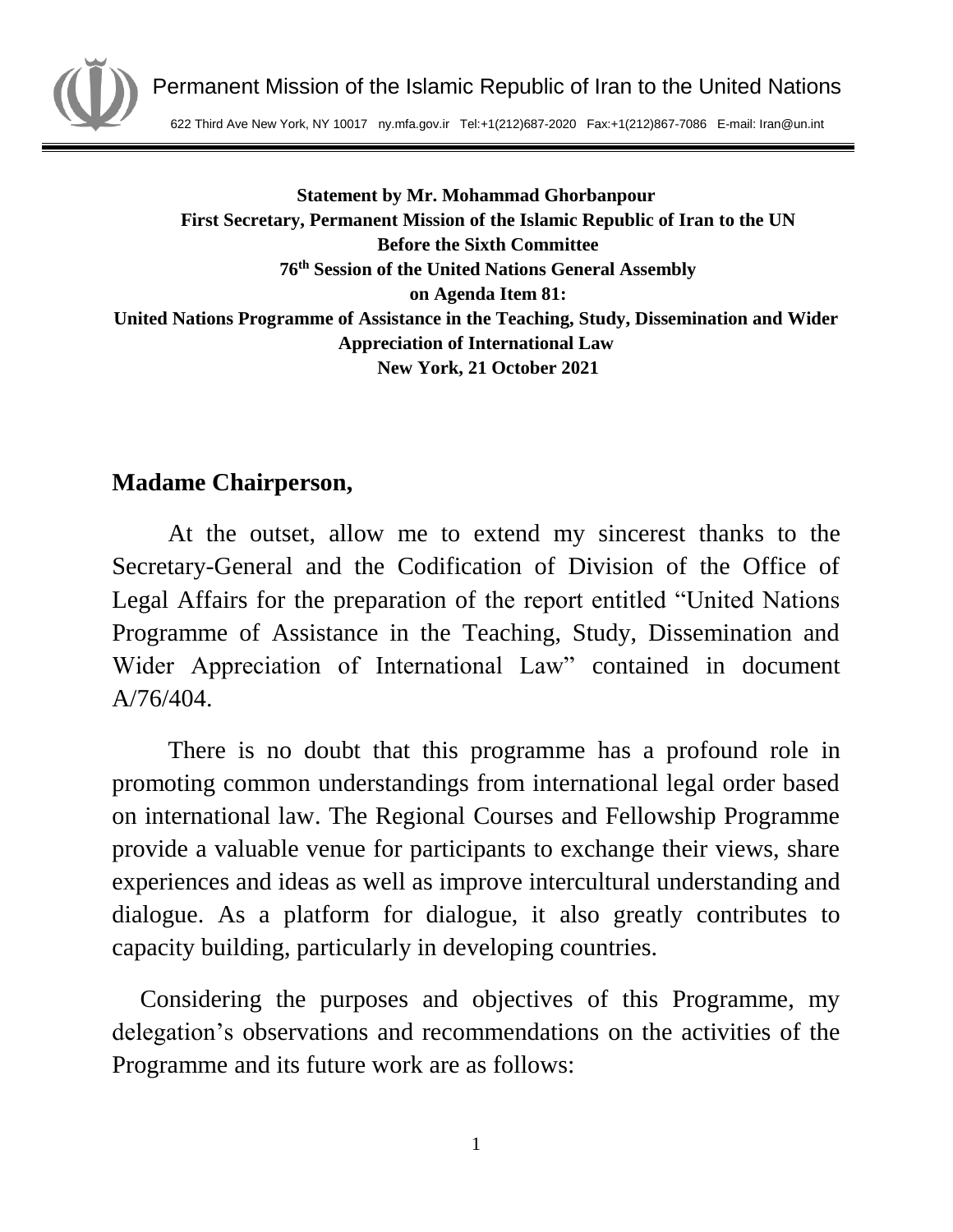Permanent Mission of the Islamic Republic of Iran to the United Nations

622 Third Ave New York, NY 10017 ny.mfa.gov.ir Tel:+1(212)687-2020 Fax:+1(212)867-7086 E-mail: Iran@un.int

**Statement by Mr. Mohammad Ghorbanpour**
**First Secretary, Permanent Mission of the Islamic Republic of Iran to the UN**
**Before the Sixth Committee**
**76th Session of the United Nations General Assembly**
**on Agenda Item 81:**
**United Nations Programme of Assistance in the Teaching, Study, Dissemination and Wider Appreciation of International Law**
**New York, 21 October 2021**

## Madame Chairperson,

At the outset, allow me to extend my sincerest thanks to the Secretary-General and the Codification of Division of the Office of Legal Affairs for the preparation of the report entitled "United Nations Programme of Assistance in the Teaching, Study, Dissemination and Wider Appreciation of International Law" contained in document A/76/404.

There is no doubt that this programme has a profound role in promoting common understandings from international legal order based on international law. The Regional Courses and Fellowship Programme provide a valuable venue for participants to exchange their views, share experiences and ideas as well as improve intercultural understanding and dialogue. As a platform for dialogue, it also greatly contributes to capacity building, particularly in developing countries.

Considering the purposes and objectives of this Programme, my delegation's observations and recommendations on the activities of the Programme and its future work are as follows: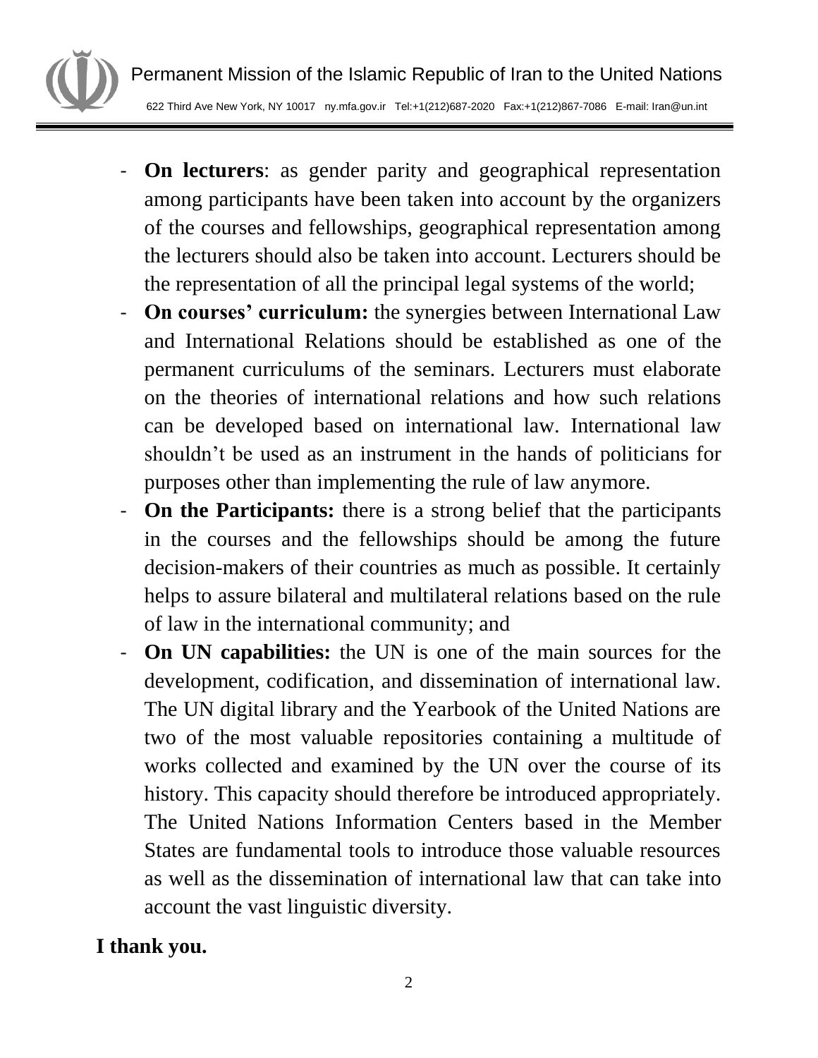- **On lecturers**: as gender parity and geographical representation among participants have been taken into account by the organizers of the courses and fellowships, geographical representation among the lecturers should also be taken into account. Lecturers should be the representation of all the principal legal systems of the world;
- **On courses' curriculum:** the synergies between International Law and International Relations should be established as one of the permanent curriculums of the seminars. Lecturers must elaborate on the theories of international relations and how such relations can be developed based on international law. International law shouldn't be used as an instrument in the hands of politicians for purposes other than implementing the rule of law anymore.
- **On the Participants:** there is a strong belief that the participants in the courses and the fellowships should be among the future decision-makers of their countries as much as possible. It certainly helps to assure bilateral and multilateral relations based on the rule of law in the international community; and
- **On UN capabilities:** the UN is one of the main sources for the development, codification, and dissemination of international law. The UN digital library and the Yearbook of the United Nations are two of the most valuable repositories containing a multitude of works collected and examined by the UN over the course of its history. This capacity should therefore be introduced appropriately. The United Nations Information Centers based in the Member States are fundamental tools to introduce those valuable resources as well as the dissemination of international law that can take into account the vast linguistic diversity.

**I thank you.**